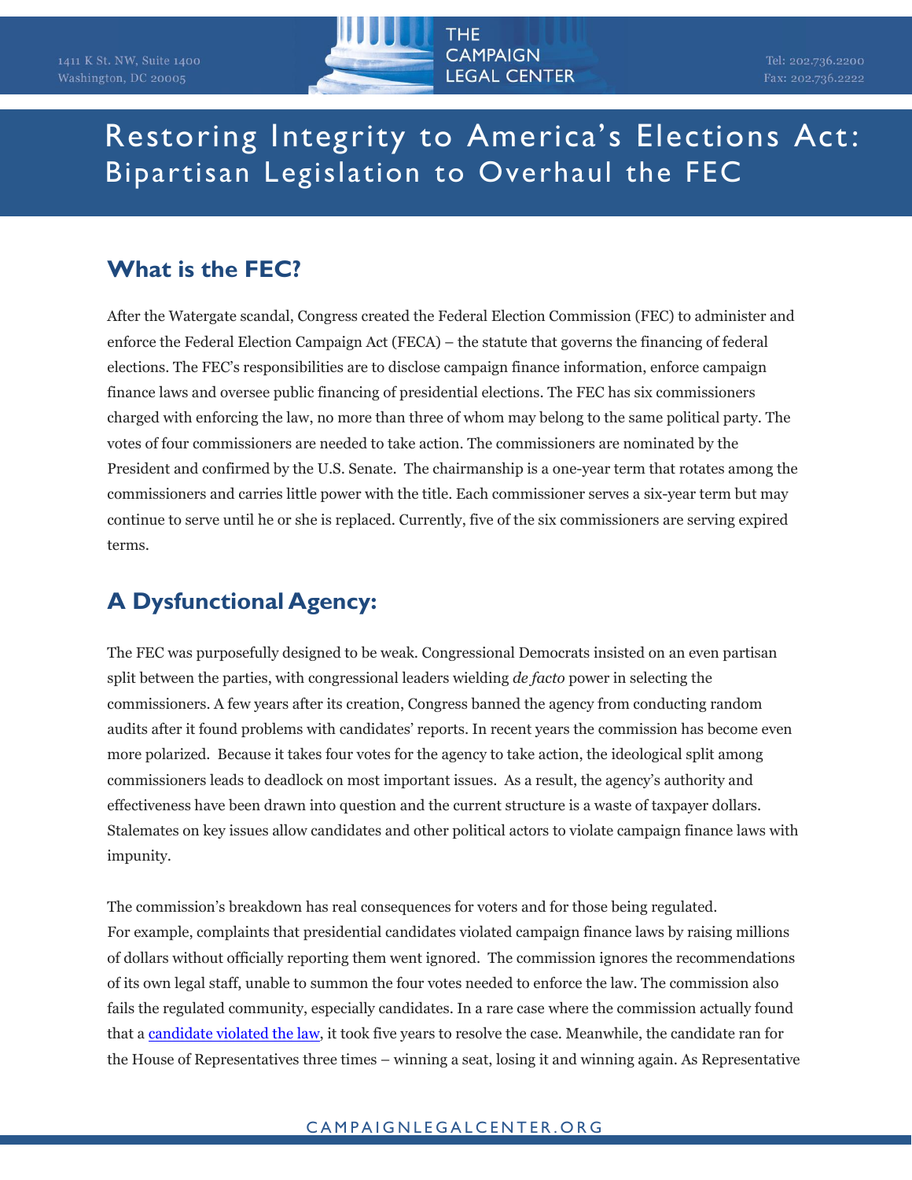# Restoring Integrity to America's Elections Act: Bipartisan Legislation to Overhaul the FEC

## What is the FEC?

After the Watergate scandal, Congress created the Federal Election Commission (FEC) to administer and enforce the Federal Election Campaign Act (FECA) – the statute that governs the financing of federal elections. The FEC's responsibilities are to disclose campaign finance information, enforce campaign finance laws and oversee public financing of presidential elections. The FEC has six commissioners charged with enforcing the law, no more than three of whom may belong to the same political party. The votes of four commissioners are needed to take action. The commissioners are nominated by the President and confirmed by the U.S. Senate. The chairmanship is a one-year term that rotates among the commissioners and carries little power with the title. Each commissioner serves a six-year term but may continue to serve until he or she is replaced. Currently, five of the six commissioners are serving expired terms.

## A Dysfunctional Agency:

The FEC was purposefully designed to be weak. Congressional Democrats insisted on an even partisan split between the parties, with congressional leaders wielding *de facto* power in selecting the commissioners. A few years after its creation, Congress banned the agency from conducting random audits after it found problems with candidates' reports. In recent years the commission has become even more polarized. Because it takes four votes for the agency to take action, the ideological split among commissioners leads to deadlock on most important issues. As a result, the agency's authority and effectiveness have been drawn into question and the current structure is a waste of taxpayer dollars. Stalemates on key issues allow candidates and other political actors to violate campaign finance laws with impunity.

The commission's breakdown has real consequences for voters and for those being regulated. For example, complaints that presidential candidates violated campaign finance laws by raising millions of dollars without officially reporting them went ignored. The commission ignores the recommendations of its own legal staff, unable to summon the four votes needed to enforce the law. The commission also fails the regulated community, especially candidates. In a rare case where the commission actually found that a candidate violated the law, it took five years to resolve the case. Meanwhile, the candidate ran for the House of Representatives three times – winning a seat, losing it and winning again. As Representative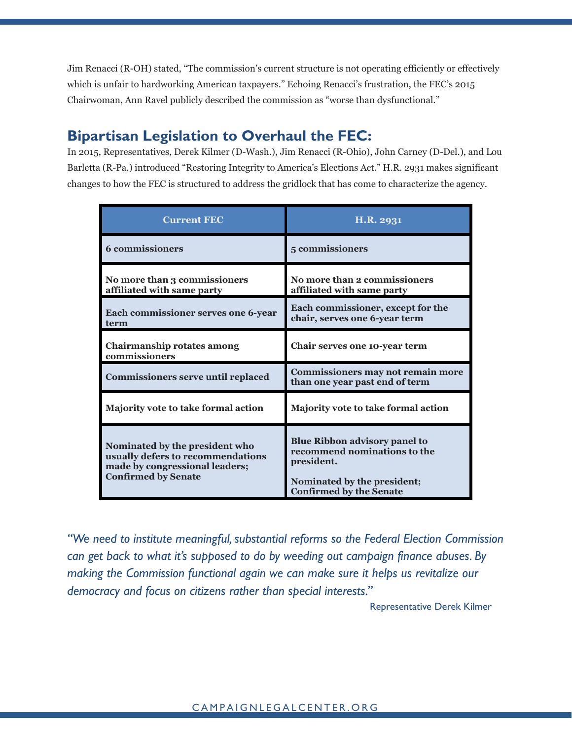Jim Renacci (R-OH) stated, "The commission's current structure is not operating efficiently or effectively which is unfair to hardworking American taxpayers." Echoing Renacci's frustration, the FEC's 2015 Chairwoman, Ann Ravel publicly described the commission as "worse than dysfunctional."

## Bipartisan Legislation to Overhaul the FEC:

In 2015, Representatives, Derek Kilmer (D-Wash.), Jim Renacci (R-Ohio), John Carney (D-Del.), and Lou Barletta (R-Pa.) introduced "Restoring Integrity to America's Elections Act." H.R. 2931 makes significant changes to how the FEC is structured to address the gridlock that has come to characterize the agency.

| Current FEC | H.R. 2931 |
|---|---|
| **6 commissioners** | **5 commissioners** |
| **No more than 3 commissioners affiliated with same party** | **No more than 2 commissioners affiliated with same party** |
| **Each commissioner serves one 6-year term** | **Each commissioner, except for the chair, serves one 6-year term** |
| **Chairmanship rotates among commissioners** | **Chair serves one 10-year term** |
| **Commissioners serve until replaced** | **Commissioners may not remain more than one year past end of term** |
| **Majority vote to take formal action** | **Majority vote to take formal action** |
| **Nominated by the president who usually defers to recommendations made by congressional leaders; Confirmed by Senate** | **Blue Ribbon advisory panel to recommend nominations to the president.** <br> **Nominated by the president; Confirmed by the Senate** |

*"We need to institute meaningful, substantial reforms so the Federal Election Commission can get back to what it's supposed to do by weeding out campaign finance abuses. By making the Commission functional again we can make sure it helps us revitalize our democracy and focus on citizens rather than special interests."*

Representative Derek Kilmer